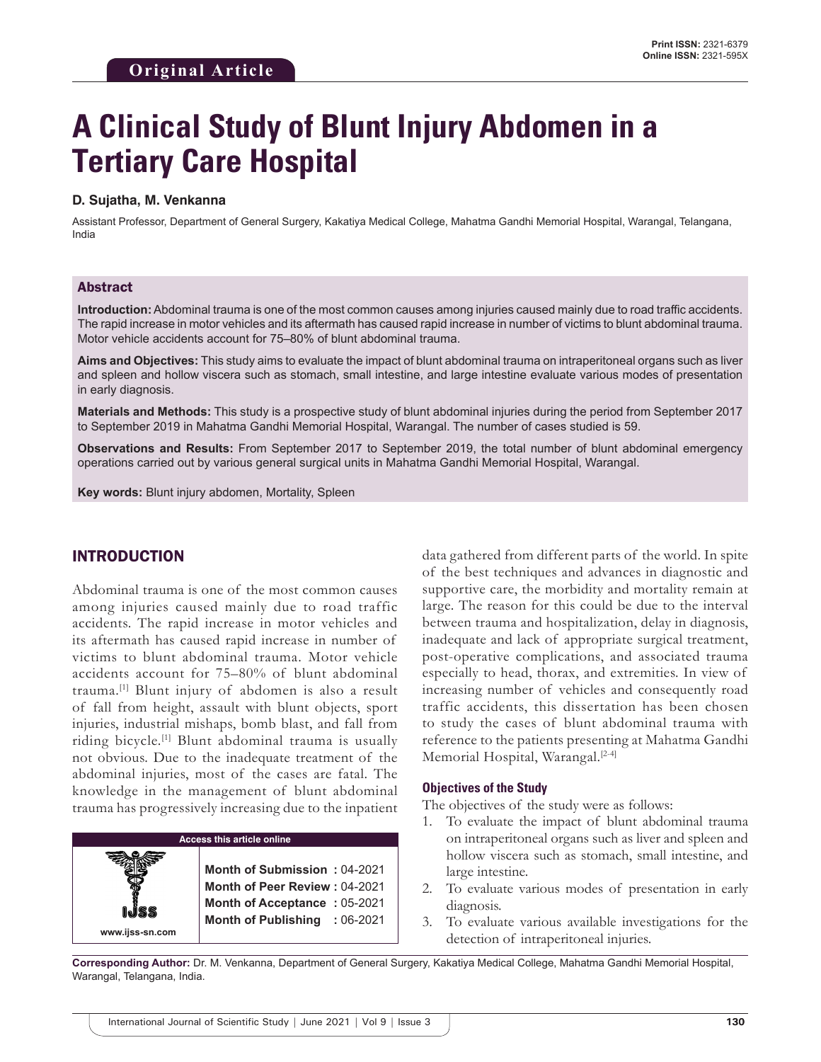Original Article

**Print ISSN:** 2321-6379
**Online ISSN:** 2321-595X

# A Clinical Study of Blunt Injury Abdomen in a Tertiary Care Hospital

**D. Sujatha, M. Venkanna**

Assistant Professor, Department of General Surgery, Kakatiya Medical College, Mahatma Gandhi Memorial Hospital, Warangal, Telangana, India

## Abstract

**Introduction:** Abdominal trauma is one of the most common causes among injuries caused mainly due to road traffic accidents. The rapid increase in motor vehicles and its aftermath has caused rapid increase in number of victims to blunt abdominal trauma. Motor vehicle accidents account for 75–80% of blunt abdominal trauma.

**Aims and Objectives:** This study aims to evaluate the impact of blunt abdominal trauma on intraperitoneal organs such as liver and spleen and hollow viscera such as stomach, small intestine, and large intestine evaluate various modes of presentation in early diagnosis.

**Materials and Methods:** This study is a prospective study of blunt abdominal injuries during the period from September 2017 to September 2019 in Mahatma Gandhi Memorial Hospital, Warangal. The number of cases studied is 59.

**Observations and Results:** From September 2017 to September 2019, the total number of blunt abdominal emergency operations carried out by various general surgical units in Mahatma Gandhi Memorial Hospital, Warangal.

**Key words:** Blunt injury abdomen, Mortality, Spleen

## INTRODUCTION

Abdominal trauma is one of the most common causes among injuries caused mainly due to road traffic accidents. The rapid increase in motor vehicles and its aftermath has caused rapid increase in number of victims to blunt abdominal trauma. Motor vehicle accidents account for 75–80% of blunt abdominal trauma.[1] Blunt injury of abdomen is also a result of fall from height, assault with blunt objects, sport injuries, industrial mishaps, bomb blast, and fall from riding bicycle.[1] Blunt abdominal trauma is usually not obvious. Due to the inadequate treatment of the abdominal injuries, most of the cases are fatal. The knowledge in the management of blunt abdominal trauma has progressively increasing due to the inpatient data gathered from different parts of the world. In spite of the best techniques and advances in diagnostic and supportive care, the morbidity and mortality remain at large. The reason for this could be due to the interval between trauma and hospitalization, delay in diagnosis, inadequate and lack of appropriate surgical treatment, post-operative complications, and associated trauma especially to head, thorax, and extremities. In view of increasing number of vehicles and consequently road traffic accidents, this dissertation has been chosen to study the cases of blunt abdominal trauma with reference to the patients presenting at Mahatma Gandhi Memorial Hospital, Warangal.[2-4]

| Access this article online | |
|---|---|
| www.ijss-sn.com | **Month of Submission :** 04-2021 |
| | **Month of Peer Review :** 04-2021 |
| | **Month of Acceptance :** 05-2021 |
| | **Month of Publishing :** 06-2021 |

### Objectives of the Study

The objectives of the study were as follows:

1. To evaluate the impact of blunt abdominal trauma on intraperitoneal organs such as liver and spleen and hollow viscera such as stomach, small intestine, and large intestine.
2. To evaluate various modes of presentation in early diagnosis.
3. To evaluate various available investigations for the detection of intraperitoneal injuries.

**Corresponding Author:** Dr. M. Venkanna, Department of General Surgery, Kakatiya Medical College, Mahatma Gandhi Memorial Hospital, Warangal, Telangana, India.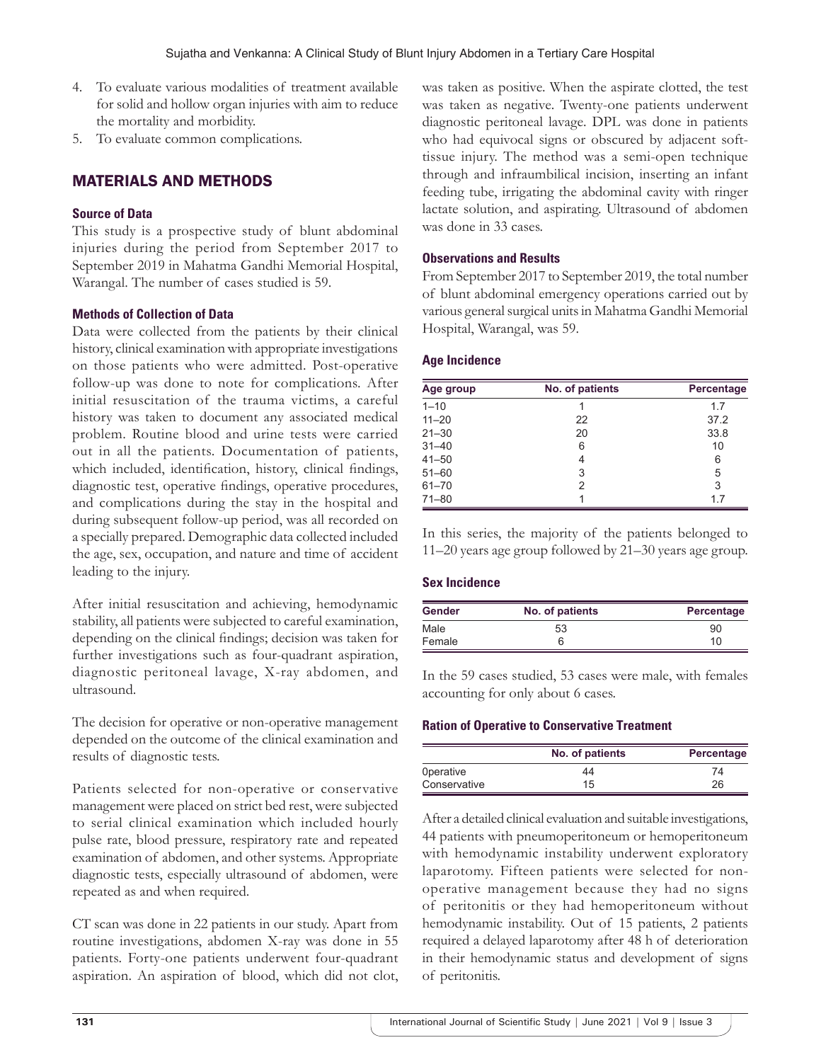4. To evaluate various modalities of treatment available for solid and hollow organ injuries with aim to reduce the mortality and morbidity.
5. To evaluate common complications.

## MATERIALS AND METHODS

### Source of Data

This study is a prospective study of blunt abdominal injuries during the period from September 2017 to September 2019 in Mahatma Gandhi Memorial Hospital, Warangal. The number of cases studied is 59.

### Methods of Collection of Data

Data were collected from the patients by their clinical history, clinical examination with appropriate investigations on those patients who were admitted. Post-operative follow-up was done to note for complications. After initial resuscitation of the trauma victims, a careful history was taken to document any associated medical problem. Routine blood and urine tests were carried out in all the patients. Documentation of patients, which included, identification, history, clinical findings, diagnostic test, operative findings, operative procedures, and complications during the stay in the hospital and during subsequent follow-up period, was all recorded on a specially prepared. Demographic data collected included the age, sex, occupation, and nature and time of accident leading to the injury.

After initial resuscitation and achieving, hemodynamic stability, all patients were subjected to careful examination, depending on the clinical findings; decision was taken for further investigations such as four-quadrant aspiration, diagnostic peritoneal lavage, X-ray abdomen, and ultrasound.

The decision for operative or non-operative management depended on the outcome of the clinical examination and results of diagnostic tests.

Patients selected for non-operative or conservative management were placed on strict bed rest, were subjected to serial clinical examination which included hourly pulse rate, blood pressure, respiratory rate and repeated examination of abdomen, and other systems. Appropriate diagnostic tests, especially ultrasound of abdomen, were repeated as and when required.

CT scan was done in 22 patients in our study. Apart from routine investigations, abdomen X-ray was done in 55 patients. Forty-one patients underwent four-quadrant aspiration. An aspiration of blood, which did not clot, was taken as positive. When the aspirate clotted, the test was taken as negative. Twenty-one patients underwent diagnostic peritoneal lavage. DPL was done in patients who had equivocal signs or obscured by adjacent soft-tissue injury. The method was a semi-open technique through and infraumbilical incision, inserting an infant feeding tube, irrigating the abdominal cavity with ringer lactate solution, and aspirating. Ultrasound of abdomen was done in 33 cases.

### Observations and Results

From September 2017 to September 2019, the total number of blunt abdominal emergency operations carried out by various general surgical units in Mahatma Gandhi Memorial Hospital, Warangal, was 59.

### Age Incidence

| Age group | No. of patients | Percentage |
|---|---|---|
| 1–10 | 1 | 1.7 |
| 11–20 | 22 | 37.2 |
| 21–30 | 20 | 33.8 |
| 31–40 | 6 | 10 |
| 41–50 | 4 | 6 |
| 51–60 | 3 | 5 |
| 61–70 | 2 | 3 |
| 71–80 | 1 | 1.7 |

In this series, the majority of the patients belonged to 11–20 years age group followed by 21–30 years age group.

### Sex Incidence

| Gender | No. of patients | Percentage |
|---|---|---|
| Male | 53 | 90 |
| Female | 6 | 10 |

In the 59 cases studied, 53 cases were male, with females accounting for only about 6 cases.

### Ration of Operative to Conservative Treatment

| | No. of patients | Percentage |
|---|---|---|
| 0perative | 44 | 74 |
| Conservative | 15 | 26 |

After a detailed clinical evaluation and suitable investigations, 44 patients with pneumoperitoneum or hemoperitoneum with hemodynamic instability underwent exploratory laparotomy. Fifteen patients were selected for non-operative management because they had no signs of peritonitis or they had hemoperitoneum without hemodynamic instability. Out of 15 patients, 2 patients required a delayed laparotomy after 48 h of deterioration in their hemodynamic status and development of signs of peritonitis.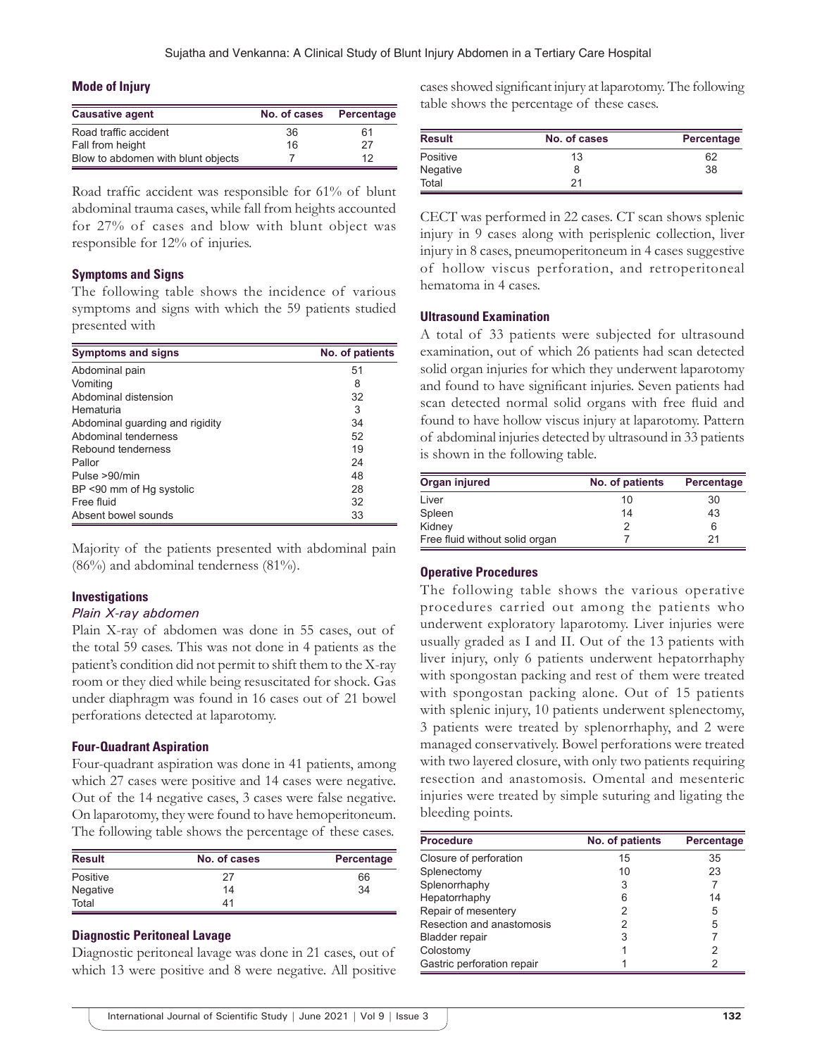### Mode of Injury

| Causative agent | No. of cases | Percentage |
|---|---|---|
| Road traffic accident | 36 | 61 |
| Fall from height | 16 | 27 |
| Blow to abdomen with blunt objects | 7 | 12 |

Road traffic accident was responsible for 61% of blunt abdominal trauma cases, while fall from heights accounted for 27% of cases and blow with blunt object was responsible for 12% of injuries.

### Symptoms and Signs

The following table shows the incidence of various symptoms and signs with which the 59 patients studied presented with

| Symptoms and signs | No. of patients |
|---|---|
| Abdominal pain | 51 |
| Vomiting | 8 |
| Abdominal distension | 32 |
| Hematuria | 3 |
| Abdominal guarding and rigidity | 34 |
| Abdominal tenderness | 52 |
| Rebound tenderness | 19 |
| Pallor | 24 |
| Pulse >90/min | 48 |
| BP <90 mm of Hg systolic | 28 |
| Free fluid | 32 |
| Absent bowel sounds | 33 |

Majority of the patients presented with abdominal pain (86%) and abdominal tenderness (81%).

### Investigations

#### *Plain X-ray abdomen*

Plain X-ray of abdomen was done in 55 cases, out of the total 59 cases. This was not done in 4 patients as the patient's condition did not permit to shift them to the X-ray room or they died while being resuscitated for shock. Gas under diaphragm was found in 16 cases out of 21 bowel perforations detected at laparotomy.

### Four-Quadrant Aspiration

Four-quadrant aspiration was done in 41 patients, among which 27 cases were positive and 14 cases were negative. Out of the 14 negative cases, 3 cases were false negative. On laparotomy, they were found to have hemoperitoneum. The following table shows the percentage of these cases.

| Result | No. of cases | Percentage |
|---|---|---|
| Positive | 27 | 66 |
| Negative | 14 | 34 |
| Total | 41 | |

### Diagnostic Peritoneal Lavage

Diagnostic peritoneal lavage was done in 21 cases, out of which 13 were positive and 8 were negative. All positive cases showed significant injury at laparotomy. The following table shows the percentage of these cases.

| Result | No. of cases | Percentage |
|---|---|---|
| Positive | 13 | 62 |
| Negative | 8 | 38 |
| Total | 21 | |

CECT was performed in 22 cases. CT scan shows splenic injury in 9 cases along with perisplenic collection, liver injury in 8 cases, pneumoperitoneum in 4 cases suggestive of hollow viscus perforation, and retroperitoneal hematoma in 4 cases.

### Ultrasound Examination

A total of 33 patients were subjected for ultrasound examination, out of which 26 patients had scan detected solid organ injuries for which they underwent laparotomy and found to have significant injuries. Seven patients had scan detected normal solid organs with free fluid and found to have hollow viscus injury at laparotomy. Pattern of abdominal injuries detected by ultrasound in 33 patients is shown in the following table.

| Organ injured | No. of patients | Percentage |
|---|---|---|
| Liver | 10 | 30 |
| Spleen | 14 | 43 |
| Kidney | 2 | 6 |
| Free fluid without solid organ | 7 | 21 |

### Operative Procedures

The following table shows the various operative procedures carried out among the patients who underwent exploratory laparotomy. Liver injuries were usually graded as I and II. Out of the 13 patients with liver injury, only 6 patients underwent hepatorrhaphy with spongostan packing and rest of them were treated with spongostan packing alone. Out of 15 patients with splenic injury, 10 patients underwent splenectomy, 3 patients were treated by splenorrhaphy, and 2 were managed conservatively. Bowel perforations were treated with two layered closure, with only two patients requiring resection and anastomosis. Omental and mesenteric injuries were treated by simple suturing and ligating the bleeding points.

| Procedure | No. of patients | Percentage |
|---|---|---|
| Closure of perforation | 15 | 35 |
| Splenectomy | 10 | 23 |
| Splenorrhaphy | 3 | 7 |
| Hepatorrhaphy | 6 | 14 |
| Repair of mesentery | 2 | 5 |
| Resection and anastomosis | 2 | 5 |
| Bladder repair | 3 | 7 |
| Colostomy | 1 | 2 |
| Gastric perforation repair | 1 | 2 |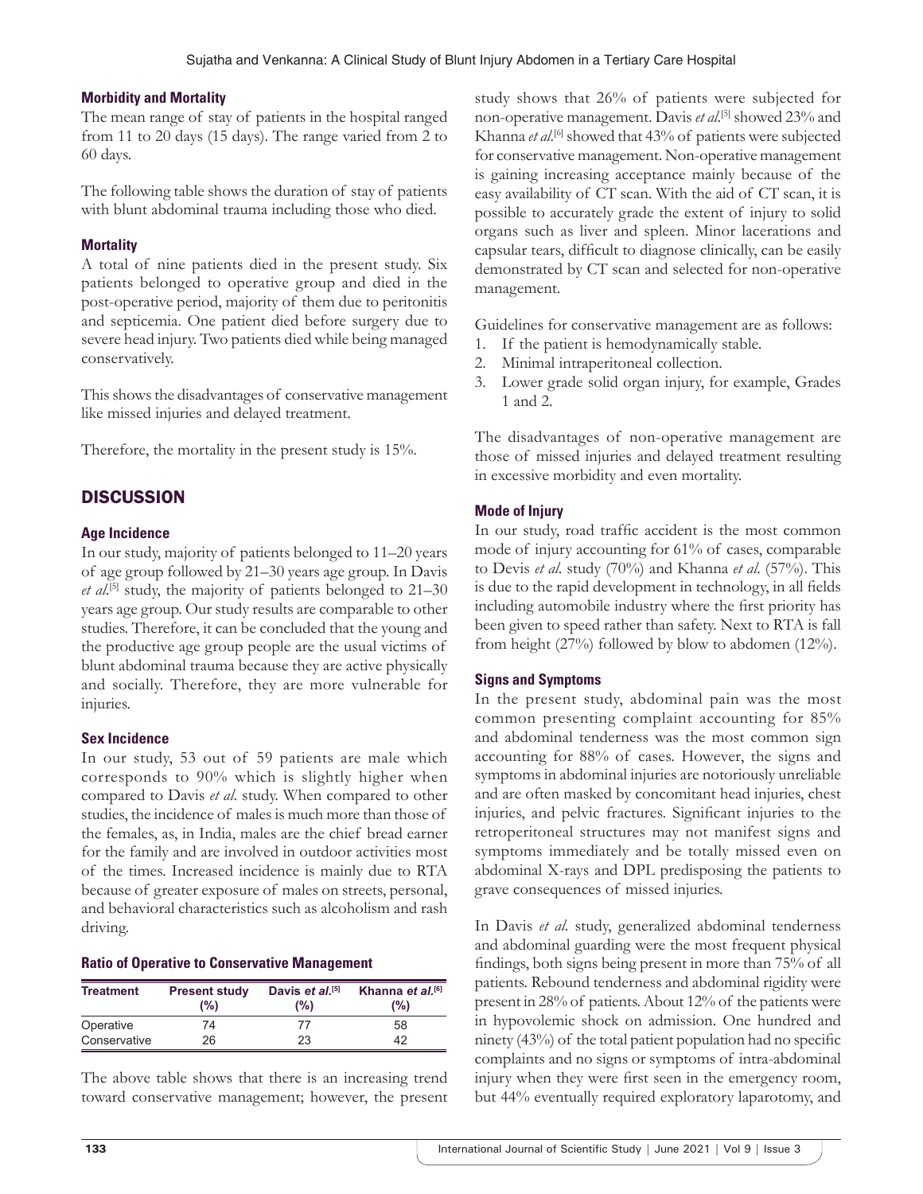### Morbidity and Mortality

The mean range of stay of patients in the hospital ranged from 11 to 20 days (15 days). The range varied from 2 to 60 days.

The following table shows the duration of stay of patients with blunt abdominal trauma including those who died.

### Mortality

A total of nine patients died in the present study. Six patients belonged to operative group and died in the post-operative period, majority of them due to peritonitis and septicemia. One patient died before surgery due to severe head injury. Two patients died while being managed conservatively.

This shows the disadvantages of conservative management like missed injuries and delayed treatment.

Therefore, the mortality in the present study is 15%.

## DISCUSSION

### Age Incidence

In our study, majority of patients belonged to 11–20 years of age group followed by 21–30 years age group. In Davis *et al*.[5] study, the majority of patients belonged to 21–30 years age group. Our study results are comparable to other studies. Therefore, it can be concluded that the young and the productive age group people are the usual victims of blunt abdominal trauma because they are active physically and socially. Therefore, they are more vulnerable for injuries.

### Sex Incidence

In our study, 53 out of 59 patients are male which corresponds to 90% which is slightly higher when compared to Davis *et al.* study. When compared to other studies, the incidence of males is much more than those of the females, as, in India, males are the chief bread earner for the family and are involved in outdoor activities most of the times. Increased incidence is mainly due to RTA because of greater exposure of males on streets, personal, and behavioral characteristics such as alcoholism and rash driving.

### Ratio of Operative to Conservative Management

| Treatment | Present study (%) | Davis *et al.*[5] (%) | Khanna *et al.*[6] (%) |
|---|---|---|---|
| Operative | 74 | 77 | 58 |
| Conservative | 26 | 23 | 42 |

The above table shows that there is an increasing trend toward conservative management; however, the present study shows that 26% of patients were subjected for non-operative management. Davis *et al*.[5] showed 23% and Khanna *et al*.[6] showed that 43% of patients were subjected for conservative management. Non-operative management is gaining increasing acceptance mainly because of the easy availability of CT scan. With the aid of CT scan, it is possible to accurately grade the extent of injury to solid organs such as liver and spleen. Minor lacerations and capsular tears, difficult to diagnose clinically, can be easily demonstrated by CT scan and selected for non-operative management.

Guidelines for conservative management are as follows:

1. If the patient is hemodynamically stable.
2. Minimal intraperitoneal collection.
3. Lower grade solid organ injury, for example, Grades 1 and 2.

The disadvantages of non-operative management are those of missed injuries and delayed treatment resulting in excessive morbidity and even mortality.

### Mode of Injury

In our study, road traffic accident is the most common mode of injury accounting for 61% of cases, comparable to Devis *et al.* study (70%) and Khanna *et al.* (57%). This is due to the rapid development in technology, in all fields including automobile industry where the first priority has been given to speed rather than safety. Next to RTA is fall from height (27%) followed by blow to abdomen (12%).

### Signs and Symptoms

In the present study, abdominal pain was the most common presenting complaint accounting for 85% and abdominal tenderness was the most common sign accounting for 88% of cases. However, the signs and symptoms in abdominal injuries are notoriously unreliable and are often masked by concomitant head injuries, chest injuries, and pelvic fractures. Significant injuries to the retroperitoneal structures may not manifest signs and symptoms immediately and be totally missed even on abdominal X-rays and DPL predisposing the patients to grave consequences of missed injuries.

In Davis *et al.* study, generalized abdominal tenderness and abdominal guarding were the most frequent physical findings, both signs being present in more than 75% of all patients. Rebound tenderness and abdominal rigidity were present in 28% of patients. About 12% of the patients were in hypovolemic shock on admission. One hundred and ninety (43%) of the total patient population had no specific complaints and no signs or symptoms of intra-abdominal injury when they were first seen in the emergency room, but 44% eventually required exploratory laparotomy, and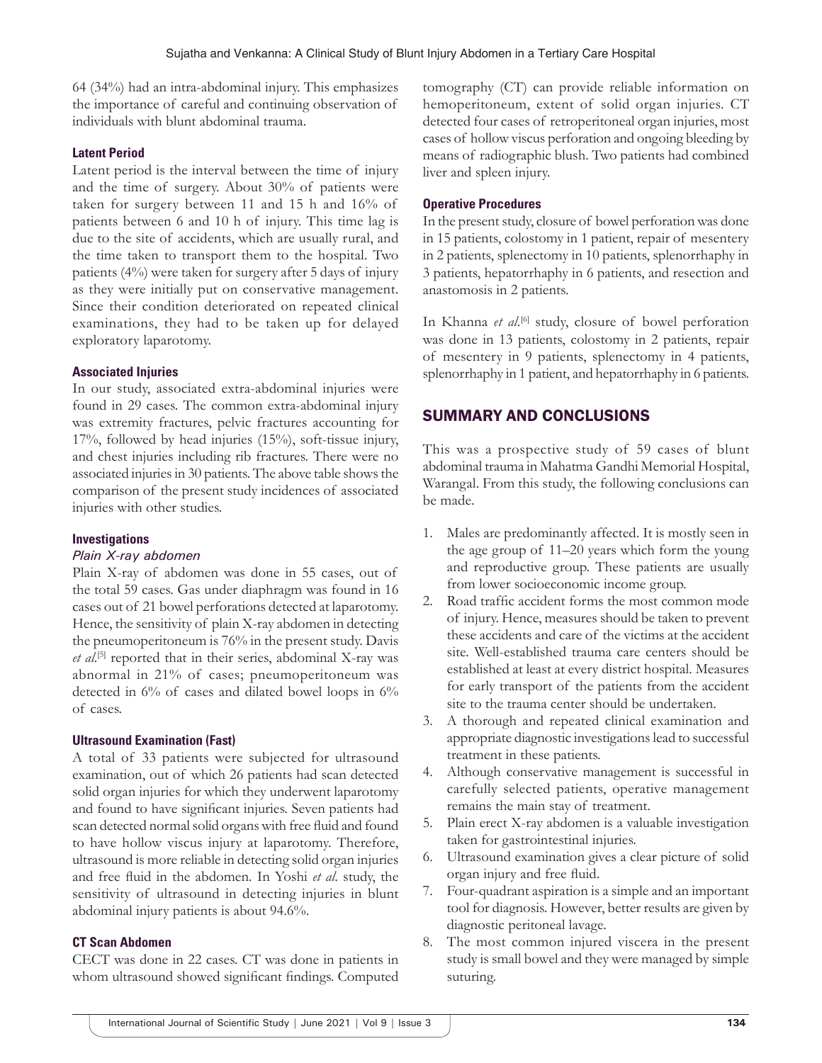64 (34%) had an intra-abdominal injury. This emphasizes the importance of careful and continuing observation of individuals with blunt abdominal trauma.

### Latent Period

Latent period is the interval between the time of injury and the time of surgery. About 30% of patients were taken for surgery between 11 and 15 h and 16% of patients between 6 and 10 h of injury. This time lag is due to the site of accidents, which are usually rural, and the time taken to transport them to the hospital. Two patients (4%) were taken for surgery after 5 days of injury as they were initially put on conservative management. Since their condition deteriorated on repeated clinical examinations, they had to be taken up for delayed exploratory laparotomy.

### Associated Injuries

In our study, associated extra-abdominal injuries were found in 29 cases. The common extra-abdominal injury was extremity fractures, pelvic fractures accounting for 17%, followed by head injuries (15%), soft-tissue injury, and chest injuries including rib fractures. There were no associated injuries in 30 patients. The above table shows the comparison of the present study incidences of associated injuries with other studies.

### Investigations

#### *Plain X-ray abdomen*

Plain X-ray of abdomen was done in 55 cases, out of the total 59 cases. Gas under diaphragm was found in 16 cases out of 21 bowel perforations detected at laparotomy. Hence, the sensitivity of plain X-ray abdomen in detecting the pneumoperitoneum is 76% in the present study. Davis *et al*.[5] reported that in their series, abdominal X-ray was abnormal in 21% of cases; pneumoperitoneum was detected in 6% of cases and dilated bowel loops in 6% of cases.

### Ultrasound Examination (Fast)

A total of 33 patients were subjected for ultrasound examination, out of which 26 patients had scan detected solid organ injuries for which they underwent laparotomy and found to have significant injuries. Seven patients had scan detected normal solid organs with free fluid and found to have hollow viscus injury at laparotomy. Therefore, ultrasound is more reliable in detecting solid organ injuries and free fluid in the abdomen. In Yoshi *et al.* study, the sensitivity of ultrasound in detecting injuries in blunt abdominal injury patients is about 94.6%.

### CT Scan Abdomen

CECT was done in 22 cases. CT was done in patients in whom ultrasound showed significant findings. Computed tomography (CT) can provide reliable information on hemoperitoneum, extent of solid organ injuries. CT detected four cases of retroperitoneal organ injuries, most cases of hollow viscus perforation and ongoing bleeding by means of radiographic blush. Two patients had combined liver and spleen injury.

### Operative Procedures

In the present study, closure of bowel perforation was done in 15 patients, colostomy in 1 patient, repair of mesentery in 2 patients, splenectomy in 10 patients, splenorrhaphy in 3 patients, hepatorrhaphy in 6 patients, and resection and anastomosis in 2 patients.

In Khanna *et al*.[6] study, closure of bowel perforation was done in 13 patients, colostomy in 2 patients, repair of mesentery in 9 patients, splenectomy in 4 patients, splenorrhaphy in 1 patient, and hepatorrhaphy in 6 patients.

## SUMMARY AND CONCLUSIONS

This was a prospective study of 59 cases of blunt abdominal trauma in Mahatma Gandhi Memorial Hospital, Warangal. From this study, the following conclusions can be made.

1. Males are predominantly affected. It is mostly seen in the age group of 11–20 years which form the young and reproductive group. These patients are usually from lower socioeconomic income group.
2. Road traffic accident forms the most common mode of injury. Hence, measures should be taken to prevent these accidents and care of the victims at the accident site. Well-established trauma care centers should be established at least at every district hospital. Measures for early transport of the patients from the accident site to the trauma center should be undertaken.
3. A thorough and repeated clinical examination and appropriate diagnostic investigations lead to successful treatment in these patients.
4. Although conservative management is successful in carefully selected patients, operative management remains the main stay of treatment.
5. Plain erect X-ray abdomen is a valuable investigation taken for gastrointestinal injuries.
6. Ultrasound examination gives a clear picture of solid organ injury and free fluid.
7. Four-quadrant aspiration is a simple and an important tool for diagnosis. However, better results are given by diagnostic peritoneal lavage.
8. The most common injured viscera in the present study is small bowel and they were managed by simple suturing.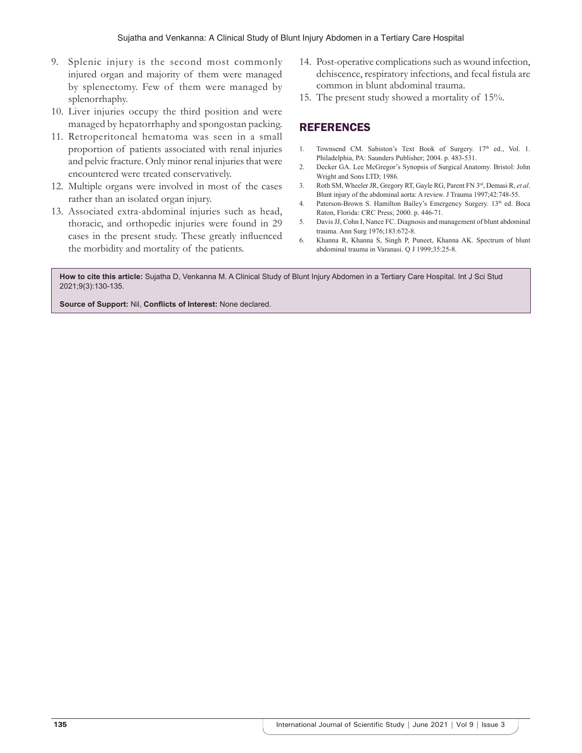9. Splenic injury is the second most commonly injured organ and majority of them were managed by splenectomy. Few of them were managed by splenorrhaphy.
10. Liver injuries occupy the third position and were managed by hepatorrhaphy and spongostan packing.
11. Retroperitoneal hematoma was seen in a small proportion of patients associated with renal injuries and pelvic fracture. Only minor renal injuries that were encountered were treated conservatively.
12. Multiple organs were involved in most of the cases rather than an isolated organ injury.
13. Associated extra-abdominal injuries such as head, thoracic, and orthopedic injuries were found in 29 cases in the present study. These greatly influenced the morbidity and mortality of the patients.
14. Post-operative complications such as wound infection, dehiscence, respiratory infections, and fecal fistula are common in blunt abdominal trauma.
15. The present study showed a mortality of 15%.

## REFERENCES

1. Townsend CM. Sabiston's Text Book of Surgery. 17th ed., Vol. 1. Philadelphia, PA: Saunders Publisher; 2004. p. 483-531.
2. Decker GA. Lee McGregor's Synopsis of Surgical Anatomy. Bristol: John Wright and Sons LTD; 1986.
3. Roth SM, Wheeler JR, Gregory RT, Gayle RG, Parent FN 3rd, Demasi R, *et al*. Blunt injury of the abdominal aorta: A review. J Trauma 1997;42:748-55.
4. Paterson-Brown S. Hamilton Bailey's Emergency Surgery. 13th ed. Boca Raton, Florida: CRC Press; 2000. p. 446-71.
5. Davis JJ, Cohn I, Nance FC. Diagnosis and management of blunt abdominal trauma. Ann Surg 1976;183:672-8.
6. Khanna R, Khanna S, Singh P, Puneet, Khanna AK. Spectrum of blunt abdominal trauma in Varanasi. Q J 1999;35:25-8.

**How to cite this article:** Sujatha D, Venkanna M. A Clinical Study of Blunt Injury Abdomen in a Tertiary Care Hospital. Int J Sci Stud 2021;9(3):130-135.

**Source of Support:** Nil, **Conflicts of Interest:** None declared.